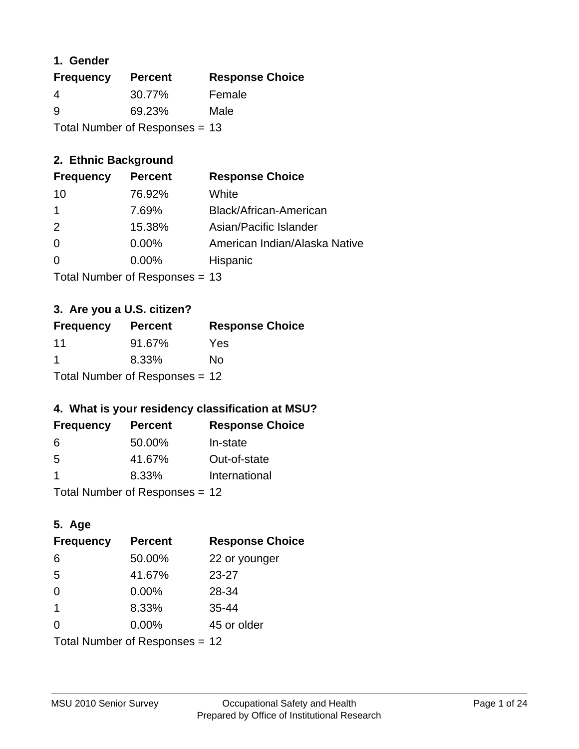### 1. Gender

| Frequency | Percent | Response Choice |
|---|---|---|
| 4 | 30.77% | Female |
| 9 | 69.23% | Male |

Total Number of Responses = 13

### 2. Ethnic Background

| Frequency | Percent | Response Choice |
|---|---|---|
| 10 | 76.92% | White |
| 1 | 7.69% | Black/African-American |
| 2 | 15.38% | Asian/Pacific Islander |
| 0 | 0.00% | American Indian/Alaska Native |
| 0 | 0.00% | Hispanic |

Total Number of Responses = 13

### 3. Are you a U.S. citizen?

| Frequency | Percent | Response Choice |
|---|---|---|
| 11 | 91.67% | Yes |
| 1 | 8.33% | No |

Total Number of Responses = 12

### 4. What is your residency classification at MSU?

| Frequency | Percent | Response Choice |
|---|---|---|
| 6 | 50.00% | In-state |
| 5 | 41.67% | Out-of-state |
| 1 | 8.33% | International |

Total Number of Responses = 12

### 5. Age

| Frequency | Percent | Response Choice |
|---|---|---|
| 6 | 50.00% | 22 or younger |
| 5 | 41.67% | 23-27 |
| 0 | 0.00% | 28-34 |
| 1 | 8.33% | 35-44 |
| 0 | 0.00% | 45 or older |

Total Number of Responses = 12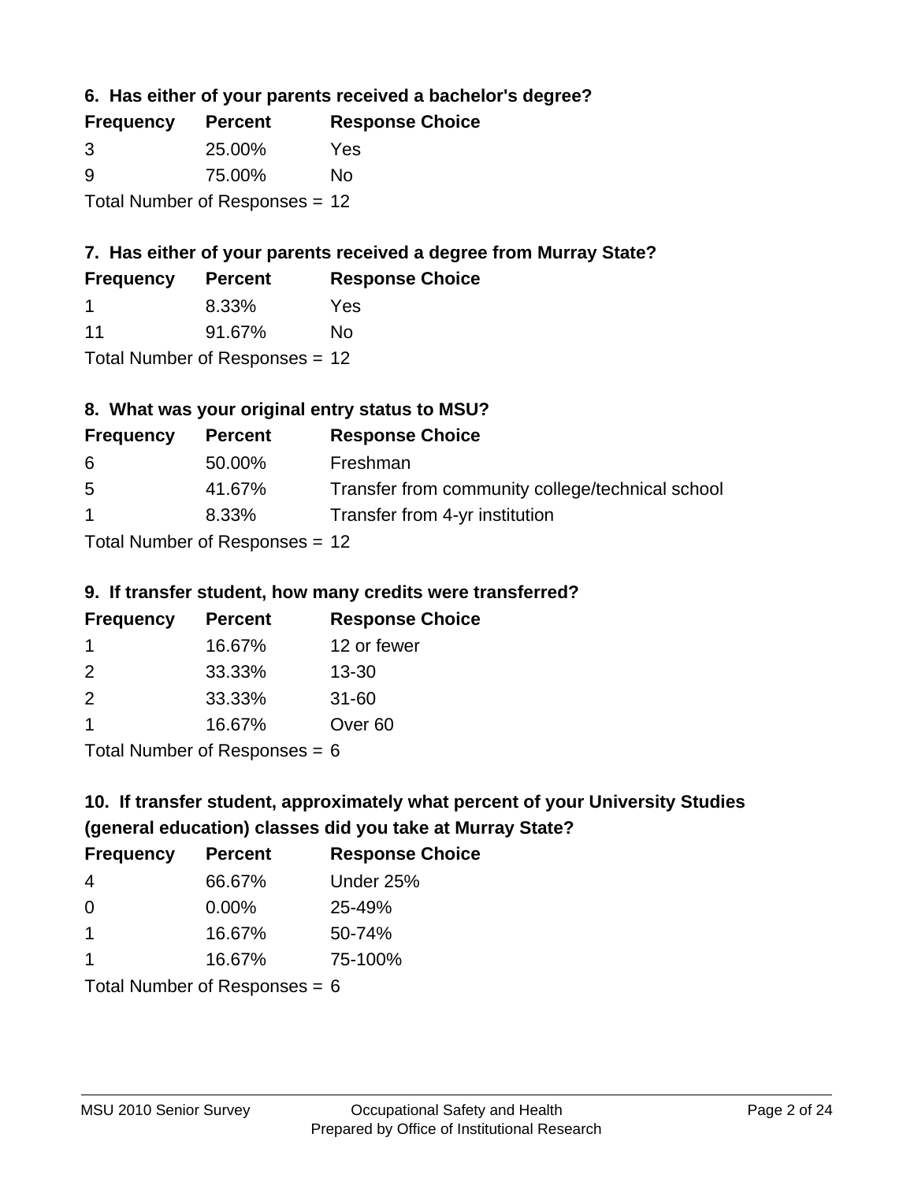### 6. Has either of your parents received a bachelor's degree?

| Frequency | Percent | Response Choice |
|---|---|---|
| 3 | 25.00% | Yes |
| 9 | 75.00% | No |

Total Number of Responses = 12

### 7. Has either of your parents received a degree from Murray State?

| Frequency | Percent | Response Choice |
|---|---|---|
| 1 | 8.33% | Yes |
| 11 | 91.67% | No |

Total Number of Responses = 12

### 8. What was your original entry status to MSU?

| Frequency | Percent | Response Choice |
|---|---|---|
| 6 | 50.00% | Freshman |
| 5 | 41.67% | Transfer from community college/technical school |
| 1 | 8.33% | Transfer from 4-yr institution |

Total Number of Responses = 12

### 9. If transfer student, how many credits were transferred?

| Frequency | Percent | Response Choice |
|---|---|---|
| 1 | 16.67% | 12 or fewer |
| 2 | 33.33% | 13-30 |
| 2 | 33.33% | 31-60 |
| 1 | 16.67% | Over 60 |

Total Number of Responses = 6

### 10. If transfer student, approximately what percent of your University Studies (general education) classes did you take at Murray State?

| Frequency | Percent | Response Choice |
|---|---|---|
| 4 | 66.67% | Under 25% |
| 0 | 0.00% | 25-49% |
| 1 | 16.67% | 50-74% |
| 1 | 16.67% | 75-100% |

Total Number of Responses = 6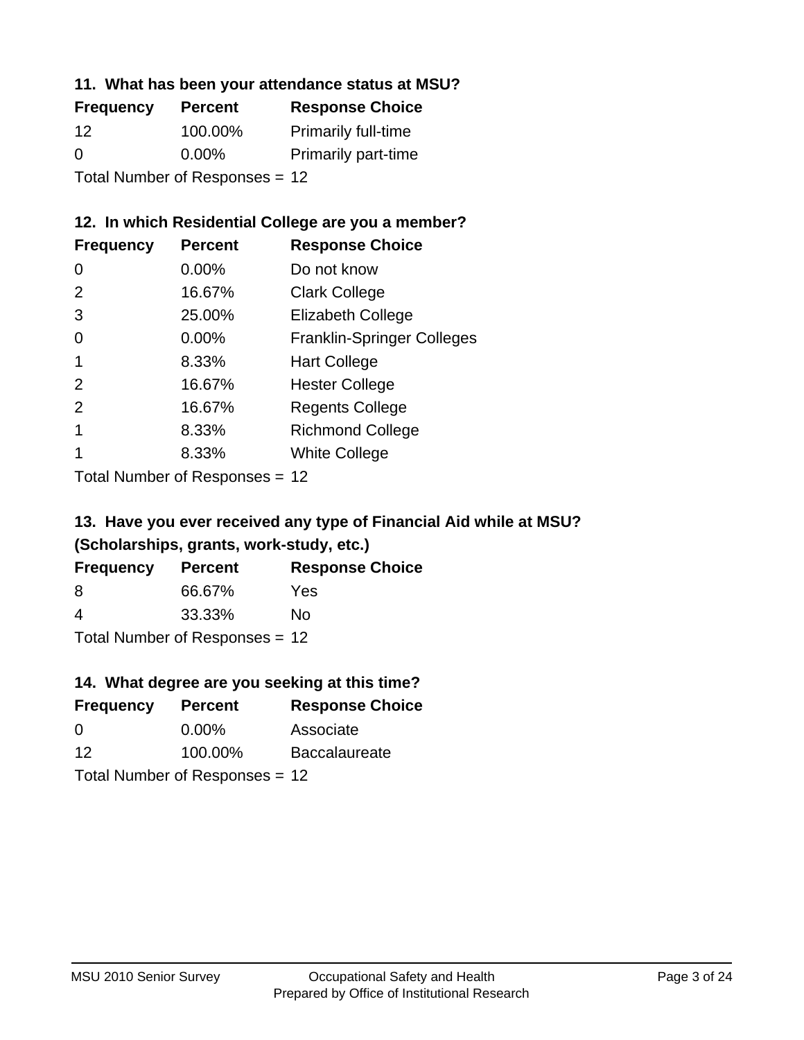### 11. What has been your attendance status at MSU?

| Frequency | Percent | Response Choice |
|---|---|---|
| 12 | 100.00% | Primarily full-time |
| 0 | 0.00% | Primarily part-time |

Total Number of Responses = 12

### 12. In which Residential College are you a member?

| Frequency | Percent | Response Choice |
|---|---|---|
| 0 | 0.00% | Do not know |
| 2 | 16.67% | Clark College |
| 3 | 25.00% | Elizabeth College |
| 0 | 0.00% | Franklin-Springer Colleges |
| 1 | 8.33% | Hart College |
| 2 | 16.67% | Hester College |
| 2 | 16.67% | Regents College |
| 1 | 8.33% | Richmond College |
| 1 | 8.33% | White College |

Total Number of Responses = 12

### 13. Have you ever received any type of Financial Aid while at MSU? (Scholarships, grants, work-study, etc.)

| Frequency | Percent | Response Choice |
|---|---|---|
| 8 | 66.67% | Yes |
| 4 | 33.33% | No |

Total Number of Responses = 12

### 14. What degree are you seeking at this time?

| Frequency | Percent | Response Choice |
|---|---|---|
| 0 | 0.00% | Associate |
| 12 | 100.00% | Baccalaureate |

Total Number of Responses = 12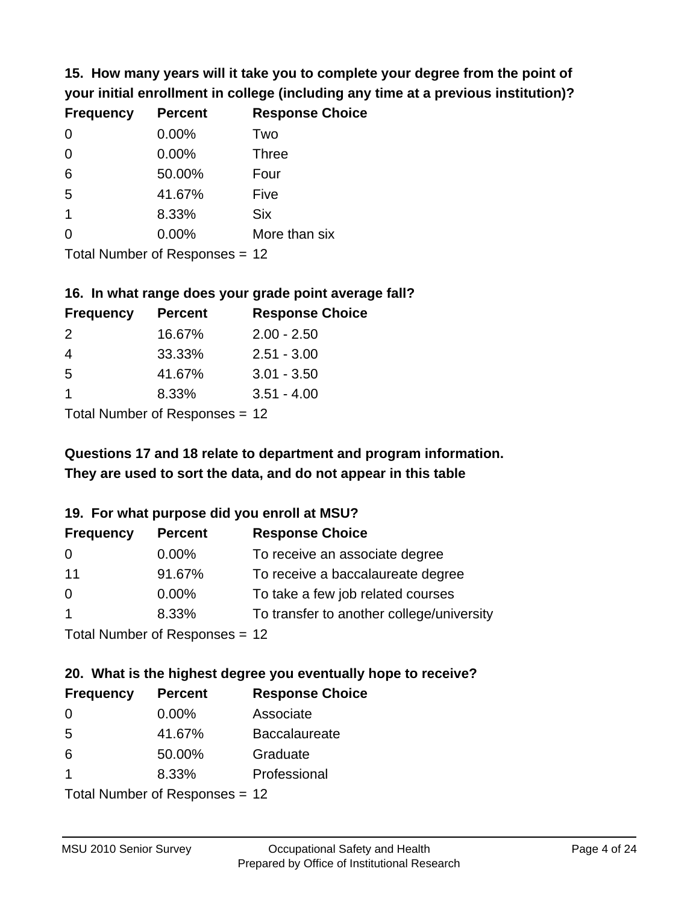**15. How many years will it take you to complete your degree from the point of your initial enrollment in college (including any time at a previous institution)?**

| Frequency | Percent | Response Choice |
|---|---|---|
| 0 | 0.00% | Two |
| 0 | 0.00% | Three |
| 6 | 50.00% | Four |
| 5 | 41.67% | Five |
| 1 | 8.33% | Six |
| 0 | 0.00% | More than six |

Total Number of Responses = 12

**16. In what range does your grade point average fall?**

| Frequency | Percent | Response Choice |
|---|---|---|
| 2 | 16.67% | 2.00 - 2.50 |
| 4 | 33.33% | 2.51 - 3.00 |
| 5 | 41.67% | 3.01 - 3.50 |
| 1 | 8.33% | 3.51 - 4.00 |

Total Number of Responses = 12

**Questions 17 and 18 relate to department and program information. They are used to sort the data, and do not appear in this table**

**19. For what purpose did you enroll at MSU?**

| Frequency | Percent | Response Choice |
|---|---|---|
| 0 | 0.00% | To receive an associate degree |
| 11 | 91.67% | To receive a baccalaureate degree |
| 0 | 0.00% | To take a few job related courses |
| 1 | 8.33% | To transfer to another college/university |

Total Number of Responses = 12

**20. What is the highest degree you eventually hope to receive?**

| Frequency | Percent | Response Choice |
|---|---|---|
| 0 | 0.00% | Associate |
| 5 | 41.67% | Baccalaureate |
| 6 | 50.00% | Graduate |
| 1 | 8.33% | Professional |

Total Number of Responses = 12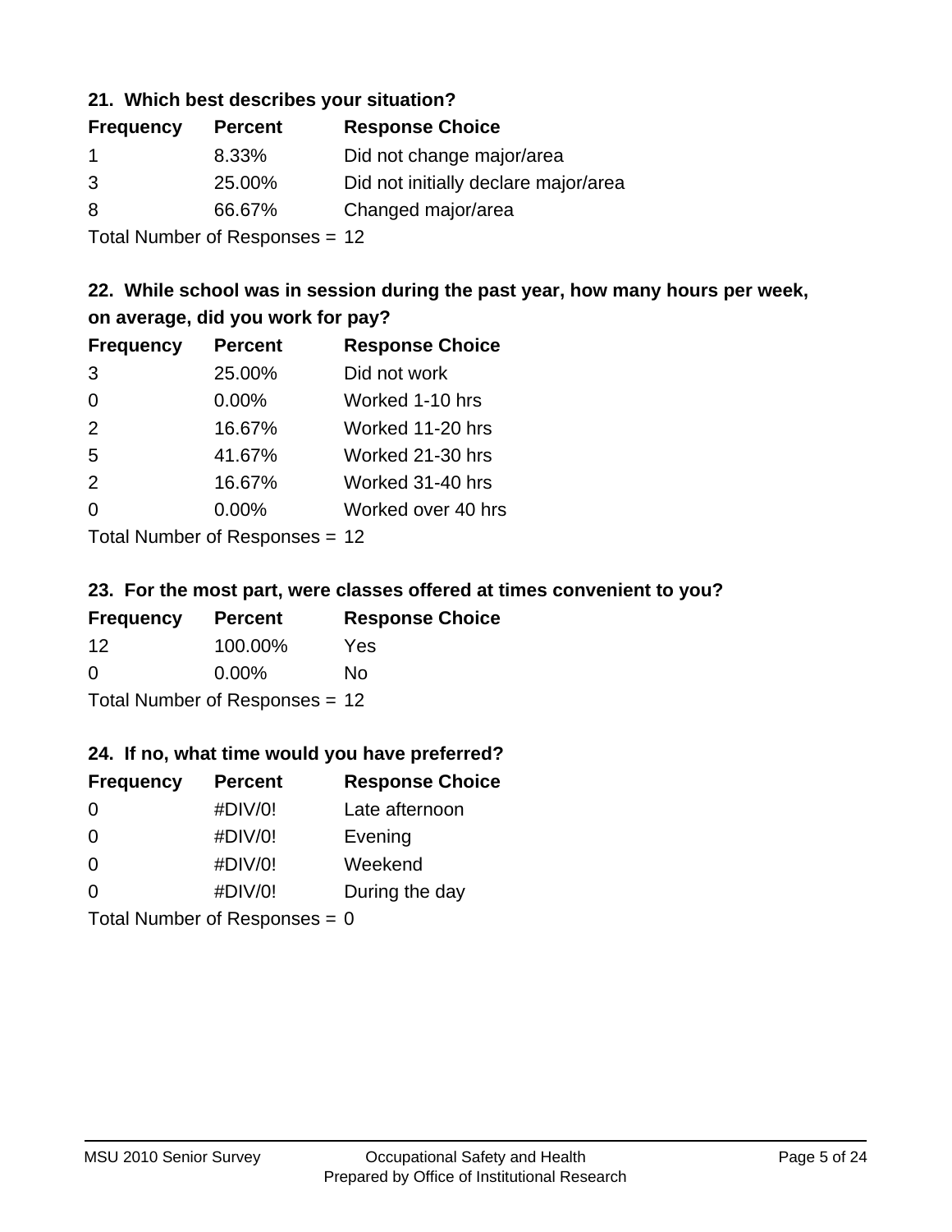### 21. Which best describes your situation?

| Frequency | Percent | Response Choice |
| --- | --- | --- |
| 1 | 8.33% | Did not change major/area |
| 3 | 25.00% | Did not initially declare major/area |
| 8 | 66.67% | Changed major/area |

Total Number of Responses = 12

### 22. While school was in session during the past year, how many hours per week, on average, did you work for pay?

| Frequency | Percent | Response Choice |
| --- | --- | --- |
| 3 | 25.00% | Did not work |
| 0 | 0.00% | Worked 1-10 hrs |
| 2 | 16.67% | Worked 11-20 hrs |
| 5 | 41.67% | Worked 21-30 hrs |
| 2 | 16.67% | Worked 31-40 hrs |
| 0 | 0.00% | Worked over 40 hrs |

Total Number of Responses = 12

### 23. For the most part, were classes offered at times convenient to you?

| Frequency | Percent | Response Choice |
| --- | --- | --- |
| 12 | 100.00% | Yes |
| 0 | 0.00% | No |

Total Number of Responses = 12

### 24. If no, what time would you have preferred?

| Frequency | Percent | Response Choice |
| --- | --- | --- |
| 0 | #DIV/0! | Late afternoon |
| 0 | #DIV/0! | Evening |
| 0 | #DIV/0! | Weekend |
| 0 | #DIV/0! | During the day |

Total Number of Responses = 0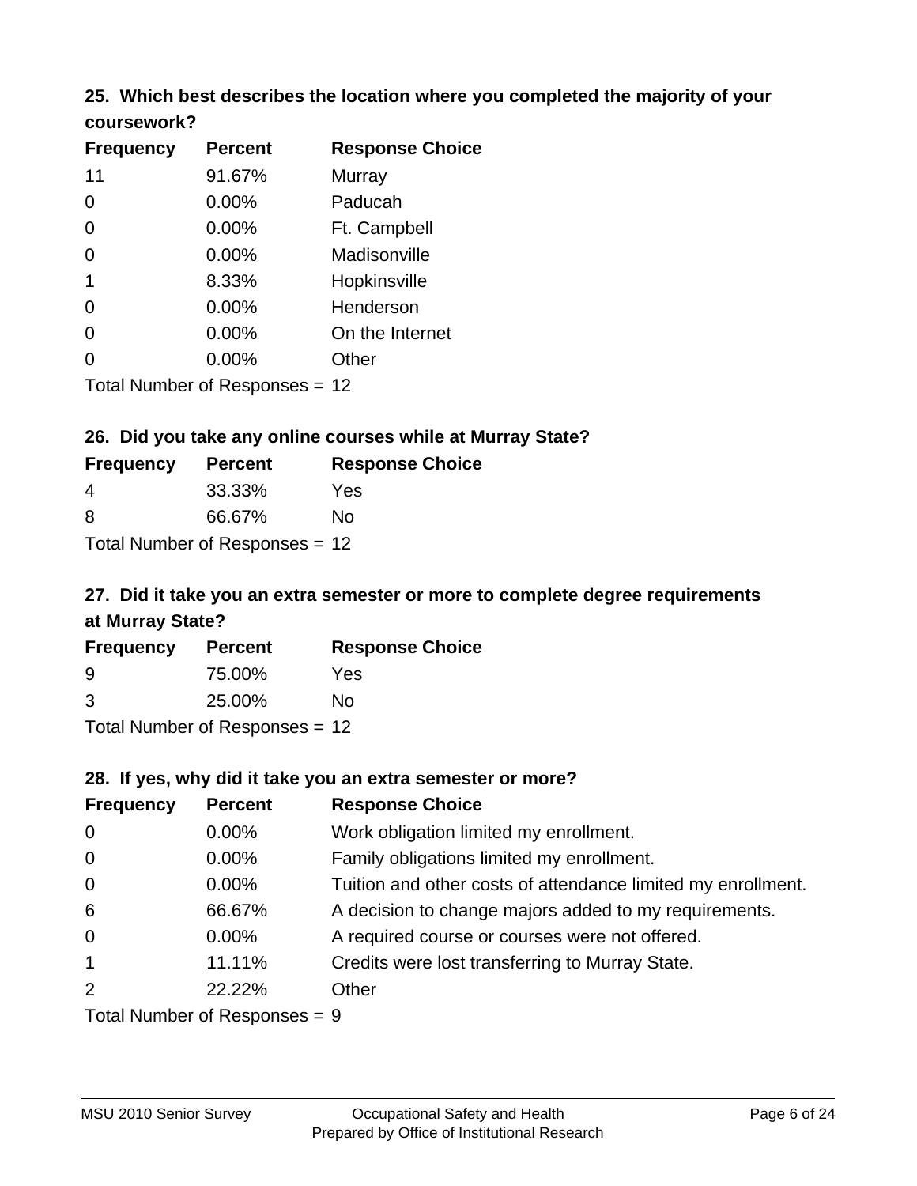### 25. Which best describes the location where you completed the majority of your coursework?

| Frequency | Percent | Response Choice |
|---|---|---|
| 11 | 91.67% | Murray |
| 0 | 0.00% | Paducah |
| 0 | 0.00% | Ft. Campbell |
| 0 | 0.00% | Madisonville |
| 1 | 8.33% | Hopkinsville |
| 0 | 0.00% | Henderson |
| 0 | 0.00% | On the Internet |
| 0 | 0.00% | Other |

Total Number of Responses = 12

### 26. Did you take any online courses while at Murray State?

| Frequency | Percent | Response Choice |
|---|---|---|
| 4 | 33.33% | Yes |
| 8 | 66.67% | No |

Total Number of Responses = 12

### 27. Did it take you an extra semester or more to complete degree requirements at Murray State?

| Frequency | Percent | Response Choice |
|---|---|---|
| 9 | 75.00% | Yes |
| 3 | 25.00% | No |

Total Number of Responses = 12

### 28. If yes, why did it take you an extra semester or more?

| Frequency | Percent | Response Choice |
|---|---|---|
| 0 | 0.00% | Work obligation limited my enrollment. |
| 0 | 0.00% | Family obligations limited my enrollment. |
| 0 | 0.00% | Tuition and other costs of attendance limited my enrollment. |
| 6 | 66.67% | A decision to change majors added to my requirements. |
| 0 | 0.00% | A required course or courses were not offered. |
| 1 | 11.11% | Credits were lost transferring to Murray State. |
| 2 | 22.22% | Other |

Total Number of Responses = 9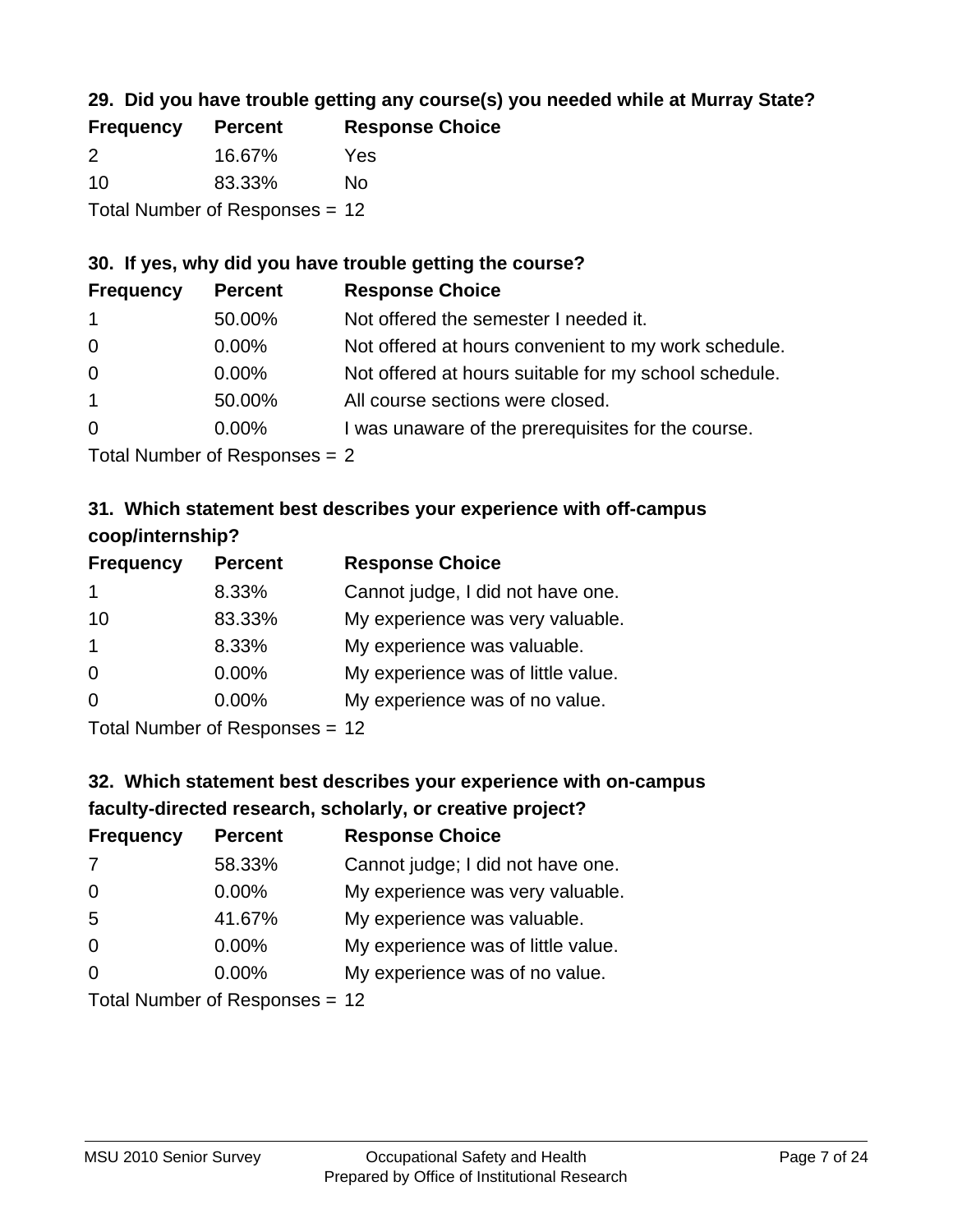### 29. Did you have trouble getting any course(s) you needed while at Murray State?

| Frequency | Percent | Response Choice |
|---|---|---|
| 2 | 16.67% | Yes |
| 10 | 83.33% | No |

Total Number of Responses = 12

### 30. If yes, why did you have trouble getting the course?

| Frequency | Percent | Response Choice |
|---|---|---|
| 1 | 50.00% | Not offered the semester I needed it. |
| 0 | 0.00% | Not offered at hours convenient to my work schedule. |
| 0 | 0.00% | Not offered at hours suitable for my school schedule. |
| 1 | 50.00% | All course sections were closed. |
| 0 | 0.00% | I was unaware of the prerequisites for the course. |

Total Number of Responses = 2

### 31. Which statement best describes your experience with off-campus coop/internship?

| Frequency | Percent | Response Choice |
|---|---|---|
| 1 | 8.33% | Cannot judge, I did not have one. |
| 10 | 83.33% | My experience was very valuable. |
| 1 | 8.33% | My experience was valuable. |
| 0 | 0.00% | My experience was of little value. |
| 0 | 0.00% | My experience was of no value. |

Total Number of Responses = 12

### 32. Which statement best describes your experience with on-campus faculty-directed research, scholarly, or creative project?

| Frequency | Percent | Response Choice |
|---|---|---|
| 7 | 58.33% | Cannot judge; I did not have one. |
| 0 | 0.00% | My experience was very valuable. |
| 5 | 41.67% | My experience was valuable. |
| 0 | 0.00% | My experience was of little value. |
| 0 | 0.00% | My experience was of no value. |

Total Number of Responses = 12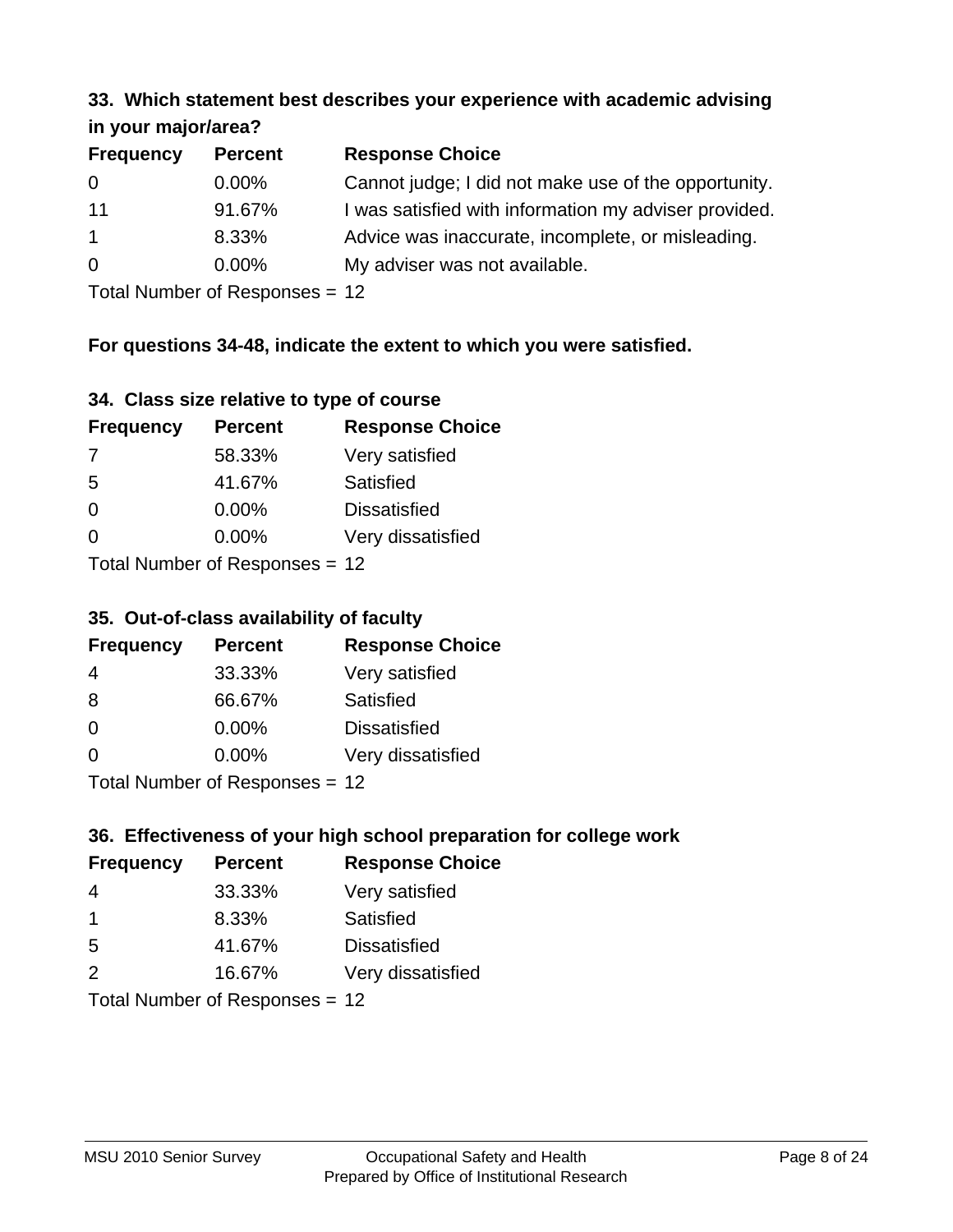### 33. Which statement best describes your experience with academic advising in your major/area?

| Frequency | Percent | Response Choice |
| --- | --- | --- |
| 0 | 0.00% | Cannot judge; I did not make use of the opportunity. |
| 11 | 91.67% | I was satisfied with information my adviser provided. |
| 1 | 8.33% | Advice was inaccurate, incomplete, or misleading. |
| 0 | 0.00% | My adviser was not available. |

Total Number of Responses = 12

**For questions 34-48, indicate the extent to which you were satisfied.**

### 34. Class size relative to type of course

| Frequency | Percent | Response Choice |
| --- | --- | --- |
| 7 | 58.33% | Very satisfied |
| 5 | 41.67% | Satisfied |
| 0 | 0.00% | Dissatisfied |
| 0 | 0.00% | Very dissatisfied |

Total Number of Responses = 12

### 35. Out-of-class availability of faculty

| Frequency | Percent | Response Choice |
| --- | --- | --- |
| 4 | 33.33% | Very satisfied |
| 8 | 66.67% | Satisfied |
| 0 | 0.00% | Dissatisfied |
| 0 | 0.00% | Very dissatisfied |

Total Number of Responses = 12

### 36. Effectiveness of your high school preparation for college work

| Frequency | Percent | Response Choice |
| --- | --- | --- |
| 4 | 33.33% | Very satisfied |
| 1 | 8.33% | Satisfied |
| 5 | 41.67% | Dissatisfied |
| 2 | 16.67% | Very dissatisfied |

Total Number of Responses = 12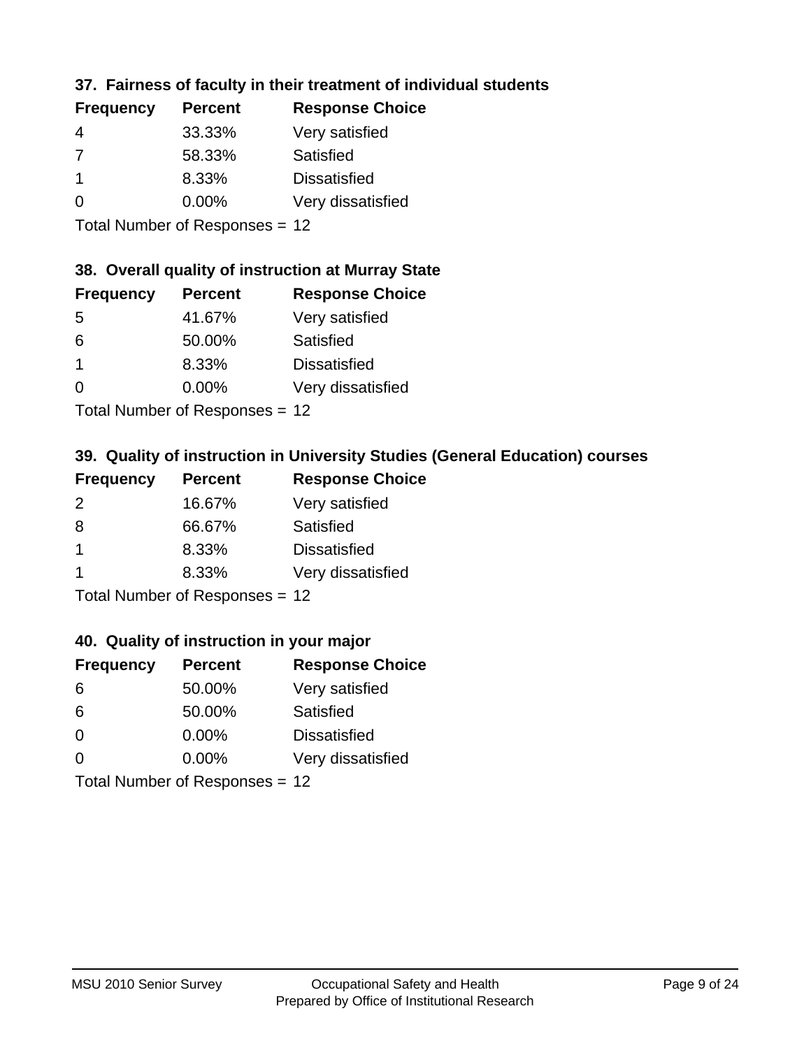### 37. Fairness of faculty in their treatment of individual students

| Frequency | Percent | Response Choice |
|---|---|---|
| 4 | 33.33% | Very satisfied |
| 7 | 58.33% | Satisfied |
| 1 | 8.33% | Dissatisfied |
| 0 | 0.00% | Very dissatisfied |

Total Number of Responses = 12

### 38. Overall quality of instruction at Murray State

| Frequency | Percent | Response Choice |
|---|---|---|
| 5 | 41.67% | Very satisfied |
| 6 | 50.00% | Satisfied |
| 1 | 8.33% | Dissatisfied |
| 0 | 0.00% | Very dissatisfied |

Total Number of Responses = 12

### 39. Quality of instruction in University Studies (General Education) courses

| Frequency | Percent | Response Choice |
|---|---|---|
| 2 | 16.67% | Very satisfied |
| 8 | 66.67% | Satisfied |
| 1 | 8.33% | Dissatisfied |
| 1 | 8.33% | Very dissatisfied |

Total Number of Responses = 12

### 40. Quality of instruction in your major

| Frequency | Percent | Response Choice |
|---|---|---|
| 6 | 50.00% | Very satisfied |
| 6 | 50.00% | Satisfied |
| 0 | 0.00% | Dissatisfied |
| 0 | 0.00% | Very dissatisfied |

Total Number of Responses = 12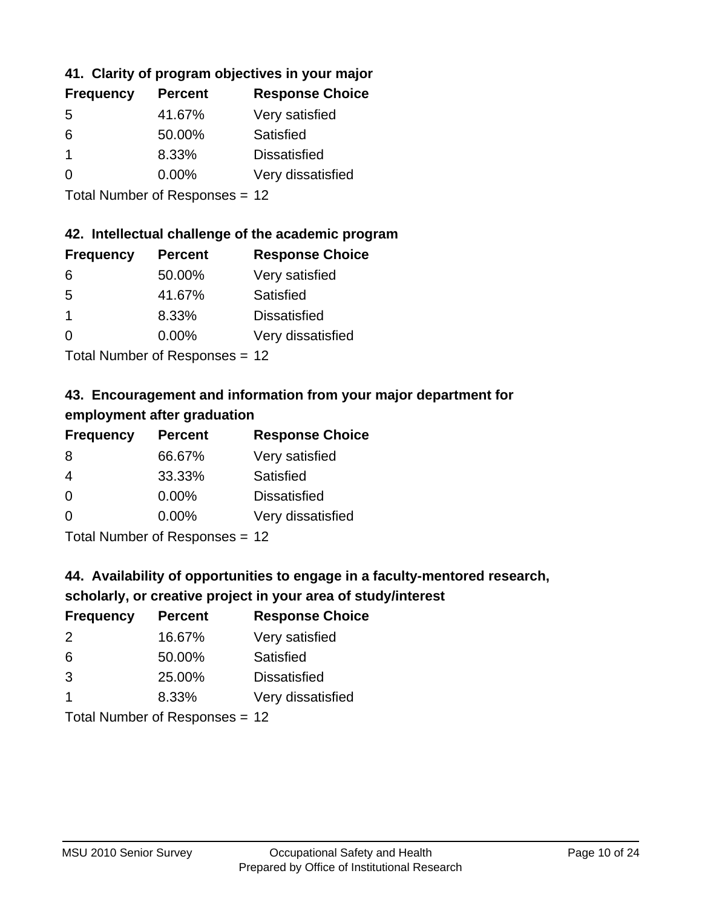### 41. Clarity of program objectives in your major

| Frequency | Percent | Response Choice |
|---|---|---|
| 5 | 41.67% | Very satisfied |
| 6 | 50.00% | Satisfied |
| 1 | 8.33% | Dissatisfied |
| 0 | 0.00% | Very dissatisfied |

Total Number of Responses = 12

### 42. Intellectual challenge of the academic program

| Frequency | Percent | Response Choice |
|---|---|---|
| 6 | 50.00% | Very satisfied |
| 5 | 41.67% | Satisfied |
| 1 | 8.33% | Dissatisfied |
| 0 | 0.00% | Very dissatisfied |

Total Number of Responses = 12

### 43. Encouragement and information from your major department for employment after graduation

| Frequency | Percent | Response Choice |
|---|---|---|
| 8 | 66.67% | Very satisfied |
| 4 | 33.33% | Satisfied |
| 0 | 0.00% | Dissatisfied |
| 0 | 0.00% | Very dissatisfied |

Total Number of Responses = 12

### 44. Availability of opportunities to engage in a faculty-mentored research, scholarly, or creative project in your area of study/interest

| Frequency | Percent | Response Choice |
|---|---|---|
| 2 | 16.67% | Very satisfied |
| 6 | 50.00% | Satisfied |
| 3 | 25.00% | Dissatisfied |
| 1 | 8.33% | Very dissatisfied |

Total Number of Responses = 12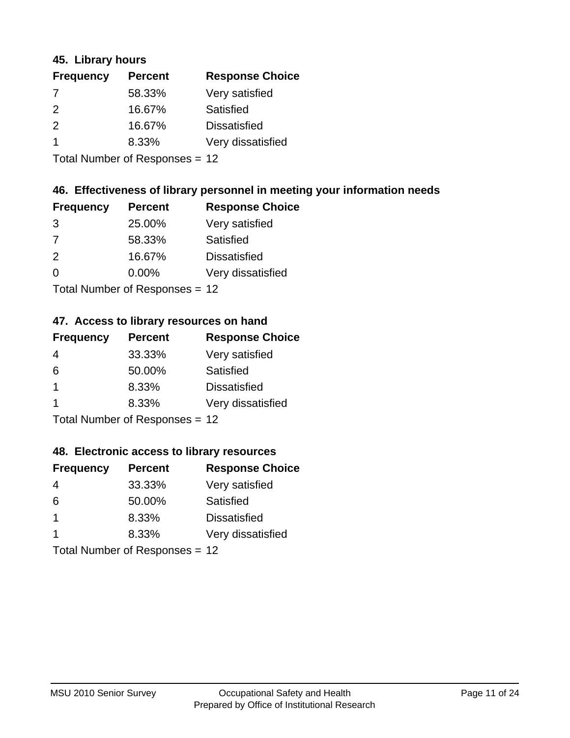### 45. Library hours

| Frequency | Percent | Response Choice |
| --- | --- | --- |
| 7 | 58.33% | Very satisfied |
| 2 | 16.67% | Satisfied |
| 2 | 16.67% | Dissatisfied |
| 1 | 8.33% | Very dissatisfied |

Total Number of Responses = 12

### 46. Effectiveness of library personnel in meeting your information needs

| Frequency | Percent | Response Choice |
| --- | --- | --- |
| 3 | 25.00% | Very satisfied |
| 7 | 58.33% | Satisfied |
| 2 | 16.67% | Dissatisfied |
| 0 | 0.00% | Very dissatisfied |

Total Number of Responses = 12

### 47. Access to library resources on hand

| Frequency | Percent | Response Choice |
| --- | --- | --- |
| 4 | 33.33% | Very satisfied |
| 6 | 50.00% | Satisfied |
| 1 | 8.33% | Dissatisfied |
| 1 | 8.33% | Very dissatisfied |

Total Number of Responses = 12

### 48. Electronic access to library resources

| Frequency | Percent | Response Choice |
| --- | --- | --- |
| 4 | 33.33% | Very satisfied |
| 6 | 50.00% | Satisfied |
| 1 | 8.33% | Dissatisfied |
| 1 | 8.33% | Very dissatisfied |

Total Number of Responses = 12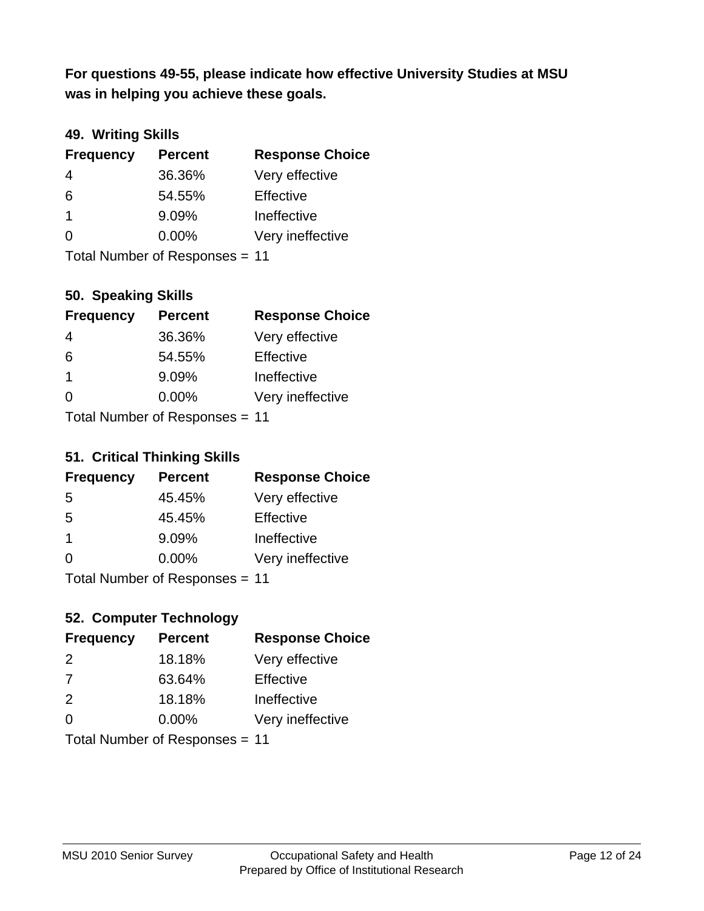**For questions 49-55, please indicate how effective University Studies at MSU was in helping you achieve these goals.**

### 49. Writing Skills

| Frequency | Percent | Response Choice |
|---|---|---|
| 4 | 36.36% | Very effective |
| 6 | 54.55% | Effective |
| 1 | 9.09% | Ineffective |
| 0 | 0.00% | Very ineffective |

Total Number of Responses = 11

### 50. Speaking Skills

| Frequency | Percent | Response Choice |
|---|---|---|
| 4 | 36.36% | Very effective |
| 6 | 54.55% | Effective |
| 1 | 9.09% | Ineffective |
| 0 | 0.00% | Very ineffective |

Total Number of Responses = 11

### 51. Critical Thinking Skills

| Frequency | Percent | Response Choice |
|---|---|---|
| 5 | 45.45% | Very effective |
| 5 | 45.45% | Effective |
| 1 | 9.09% | Ineffective |
| 0 | 0.00% | Very ineffective |

Total Number of Responses = 11

### 52. Computer Technology

| Frequency | Percent | Response Choice |
|---|---|---|
| 2 | 18.18% | Very effective |
| 7 | 63.64% | Effective |
| 2 | 18.18% | Ineffective |
| 0 | 0.00% | Very ineffective |

Total Number of Responses = 11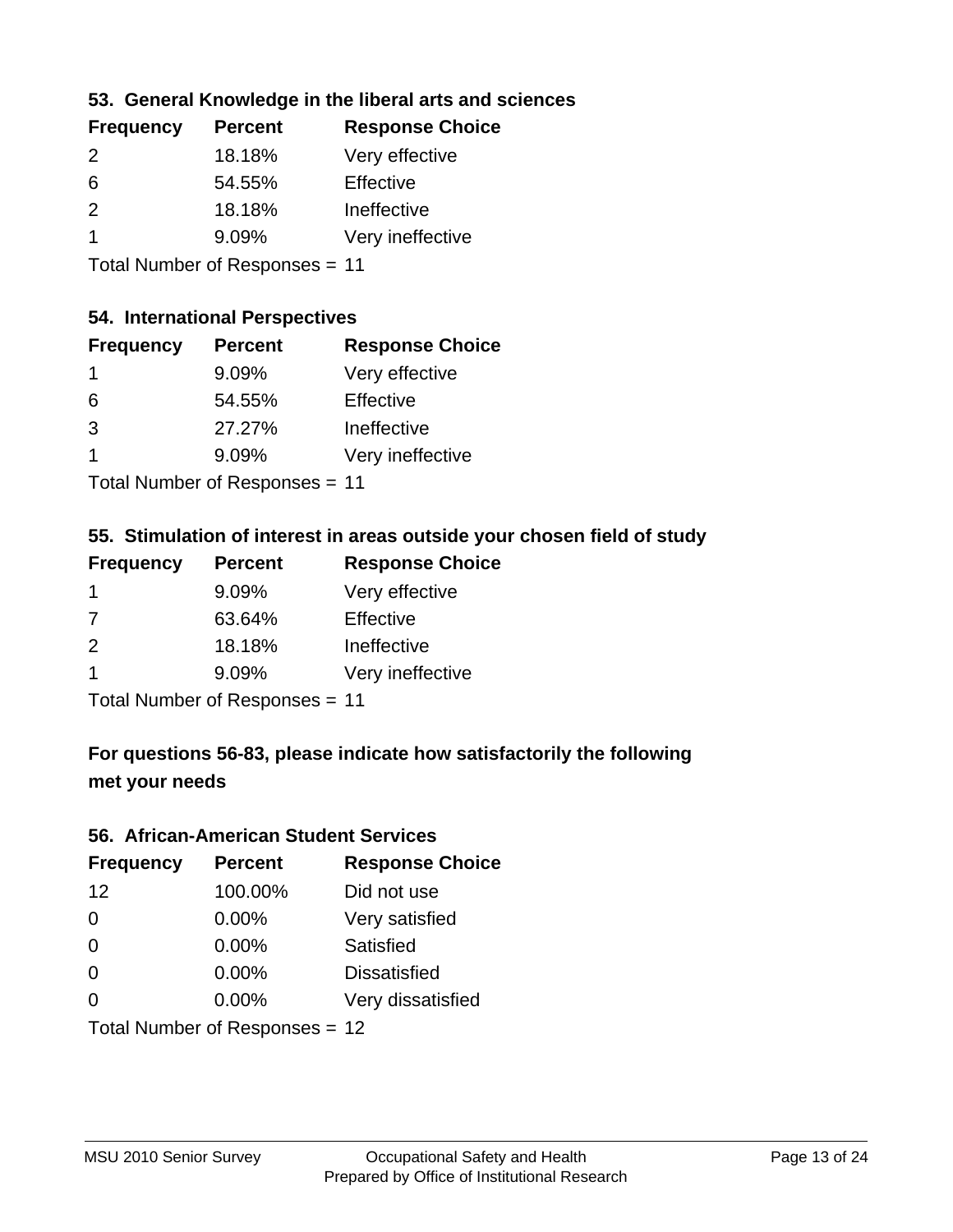### 53. General Knowledge in the liberal arts and sciences

| Frequency | Percent | Response Choice |
|---|---|---|
| 2 | 18.18% | Very effective |
| 6 | 54.55% | Effective |
| 2 | 18.18% | Ineffective |
| 1 | 9.09% | Very ineffective |

Total Number of Responses = 11

### 54. International Perspectives

| Frequency | Percent | Response Choice |
|---|---|---|
| 1 | 9.09% | Very effective |
| 6 | 54.55% | Effective |
| 3 | 27.27% | Ineffective |
| 1 | 9.09% | Very ineffective |

Total Number of Responses = 11

### 55. Stimulation of interest in areas outside your chosen field of study

| Frequency | Percent | Response Choice |
|---|---|---|
| 1 | 9.09% | Very effective |
| 7 | 63.64% | Effective |
| 2 | 18.18% | Ineffective |
| 1 | 9.09% | Very ineffective |

Total Number of Responses = 11

### For questions 56-83, please indicate how satisfactorily the following met your needs

### 56. African-American Student Services

| Frequency | Percent | Response Choice |
|---|---|---|
| 12 | 100.00% | Did not use |
| 0 | 0.00% | Very satisfied |
| 0 | 0.00% | Satisfied |
| 0 | 0.00% | Dissatisfied |
| 0 | 0.00% | Very dissatisfied |

Total Number of Responses = 12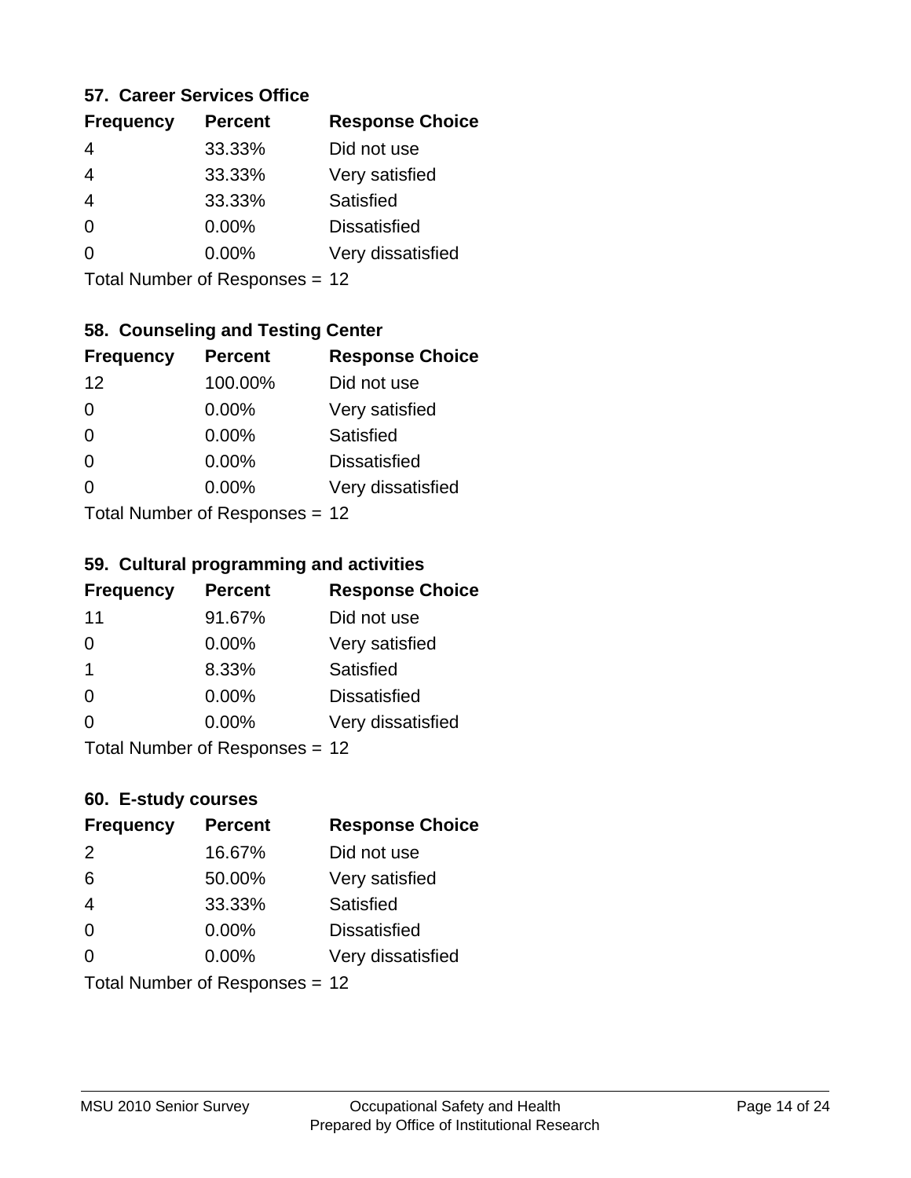### 57. Career Services Office

| Frequency | Percent | Response Choice |
|---|---|---|
| 4 | 33.33% | Did not use |
| 4 | 33.33% | Very satisfied |
| 4 | 33.33% | Satisfied |
| 0 | 0.00% | Dissatisfied |
| 0 | 0.00% | Very dissatisfied |

Total Number of Responses = 12

### 58. Counseling and Testing Center

| Frequency | Percent | Response Choice |
|---|---|---|
| 12 | 100.00% | Did not use |
| 0 | 0.00% | Very satisfied |
| 0 | 0.00% | Satisfied |
| 0 | 0.00% | Dissatisfied |
| 0 | 0.00% | Very dissatisfied |

Total Number of Responses = 12

### 59. Cultural programming and activities

| Frequency | Percent | Response Choice |
|---|---|---|
| 11 | 91.67% | Did not use |
| 0 | 0.00% | Very satisfied |
| 1 | 8.33% | Satisfied |
| 0 | 0.00% | Dissatisfied |
| 0 | 0.00% | Very dissatisfied |

Total Number of Responses = 12

### 60. E-study courses

| Frequency | Percent | Response Choice |
|---|---|---|
| 2 | 16.67% | Did not use |
| 6 | 50.00% | Very satisfied |
| 4 | 33.33% | Satisfied |
| 0 | 0.00% | Dissatisfied |
| 0 | 0.00% | Very dissatisfied |

Total Number of Responses = 12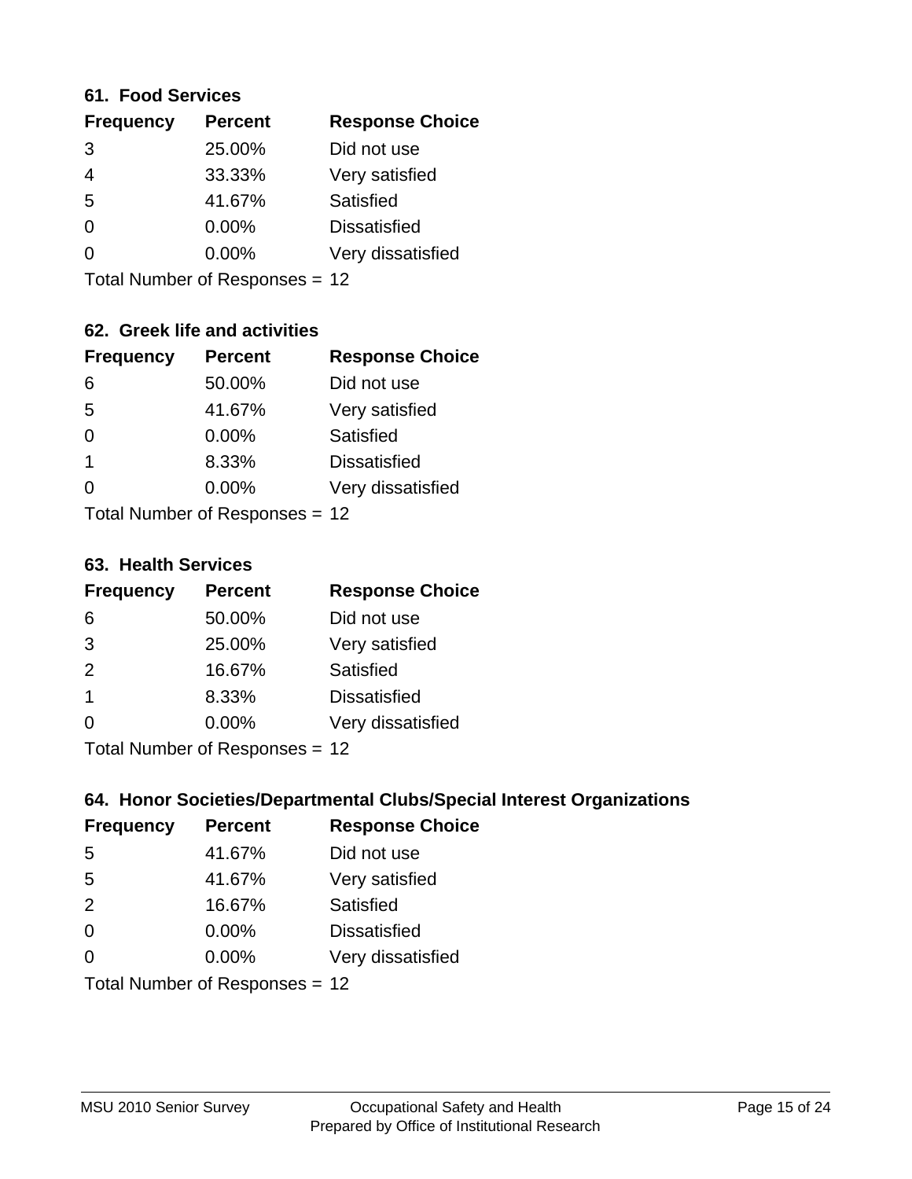### 61. Food Services

| Frequency | Percent | Response Choice |
|---|---|---|
| 3 | 25.00% | Did not use |
| 4 | 33.33% | Very satisfied |
| 5 | 41.67% | Satisfied |
| 0 | 0.00% | Dissatisfied |
| 0 | 0.00% | Very dissatisfied |

Total Number of Responses = 12

### 62. Greek life and activities

| Frequency | Percent | Response Choice |
|---|---|---|
| 6 | 50.00% | Did not use |
| 5 | 41.67% | Very satisfied |
| 0 | 0.00% | Satisfied |
| 1 | 8.33% | Dissatisfied |
| 0 | 0.00% | Very dissatisfied |

Total Number of Responses = 12

### 63. Health Services

| Frequency | Percent | Response Choice |
|---|---|---|
| 6 | 50.00% | Did not use |
| 3 | 25.00% | Very satisfied |
| 2 | 16.67% | Satisfied |
| 1 | 8.33% | Dissatisfied |
| 0 | 0.00% | Very dissatisfied |

Total Number of Responses = 12

### 64. Honor Societies/Departmental Clubs/Special Interest Organizations

| Frequency | Percent | Response Choice |
|---|---|---|
| 5 | 41.67% | Did not use |
| 5 | 41.67% | Very satisfied |
| 2 | 16.67% | Satisfied |
| 0 | 0.00% | Dissatisfied |
| 0 | 0.00% | Very dissatisfied |

Total Number of Responses = 12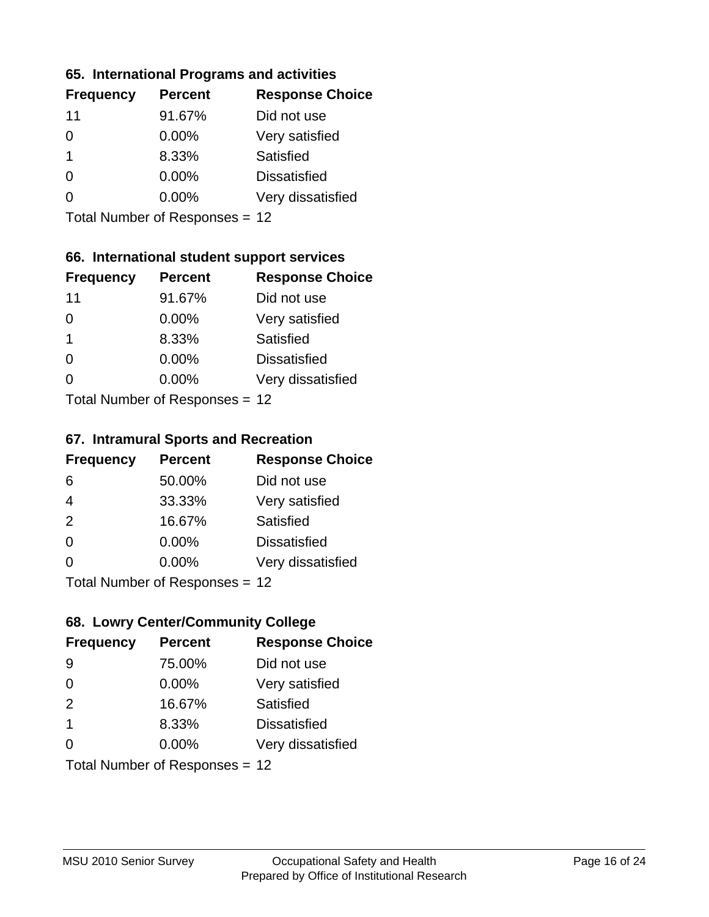### 65. International Programs and activities

| Frequency | Percent | Response Choice |
|---|---|---|
| 11 | 91.67% | Did not use |
| 0 | 0.00% | Very satisfied |
| 1 | 8.33% | Satisfied |
| 0 | 0.00% | Dissatisfied |
| 0 | 0.00% | Very dissatisfied |

Total Number of Responses = 12

### 66. International student support services

| Frequency | Percent | Response Choice |
|---|---|---|
| 11 | 91.67% | Did not use |
| 0 | 0.00% | Very satisfied |
| 1 | 8.33% | Satisfied |
| 0 | 0.00% | Dissatisfied |
| 0 | 0.00% | Very dissatisfied |

Total Number of Responses = 12

### 67. Intramural Sports and Recreation

| Frequency | Percent | Response Choice |
|---|---|---|
| 6 | 50.00% | Did not use |
| 4 | 33.33% | Very satisfied |
| 2 | 16.67% | Satisfied |
| 0 | 0.00% | Dissatisfied |
| 0 | 0.00% | Very dissatisfied |

Total Number of Responses = 12

### 68. Lowry Center/Community College

| Frequency | Percent | Response Choice |
|---|---|---|
| 9 | 75.00% | Did not use |
| 0 | 0.00% | Very satisfied |
| 2 | 16.67% | Satisfied |
| 1 | 8.33% | Dissatisfied |
| 0 | 0.00% | Very dissatisfied |

Total Number of Responses = 12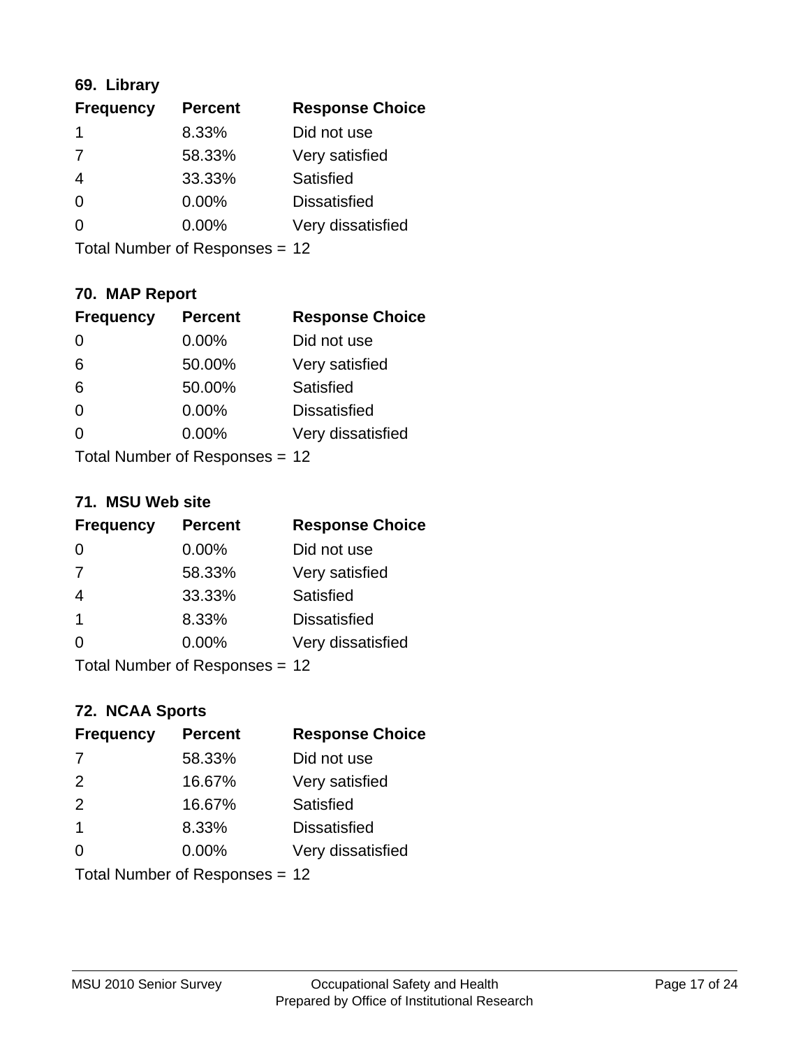### 69. Library

| Frequency | Percent | Response Choice |
|---|---|---|
| 1 | 8.33% | Did not use |
| 7 | 58.33% | Very satisfied |
| 4 | 33.33% | Satisfied |
| 0 | 0.00% | Dissatisfied |
| 0 | 0.00% | Very dissatisfied |

Total Number of Responses = 12

### 70. MAP Report

| Frequency | Percent | Response Choice |
|---|---|---|
| 0 | 0.00% | Did not use |
| 6 | 50.00% | Very satisfied |
| 6 | 50.00% | Satisfied |
| 0 | 0.00% | Dissatisfied |
| 0 | 0.00% | Very dissatisfied |

Total Number of Responses = 12

### 71. MSU Web site

| Frequency | Percent | Response Choice |
|---|---|---|
| 0 | 0.00% | Did not use |
| 7 | 58.33% | Very satisfied |
| 4 | 33.33% | Satisfied |
| 1 | 8.33% | Dissatisfied |
| 0 | 0.00% | Very dissatisfied |

Total Number of Responses = 12

### 72. NCAA Sports

| Frequency | Percent | Response Choice |
|---|---|---|
| 7 | 58.33% | Did not use |
| 2 | 16.67% | Very satisfied |
| 2 | 16.67% | Satisfied |
| 1 | 8.33% | Dissatisfied |
| 0 | 0.00% | Very dissatisfied |

Total Number of Responses = 12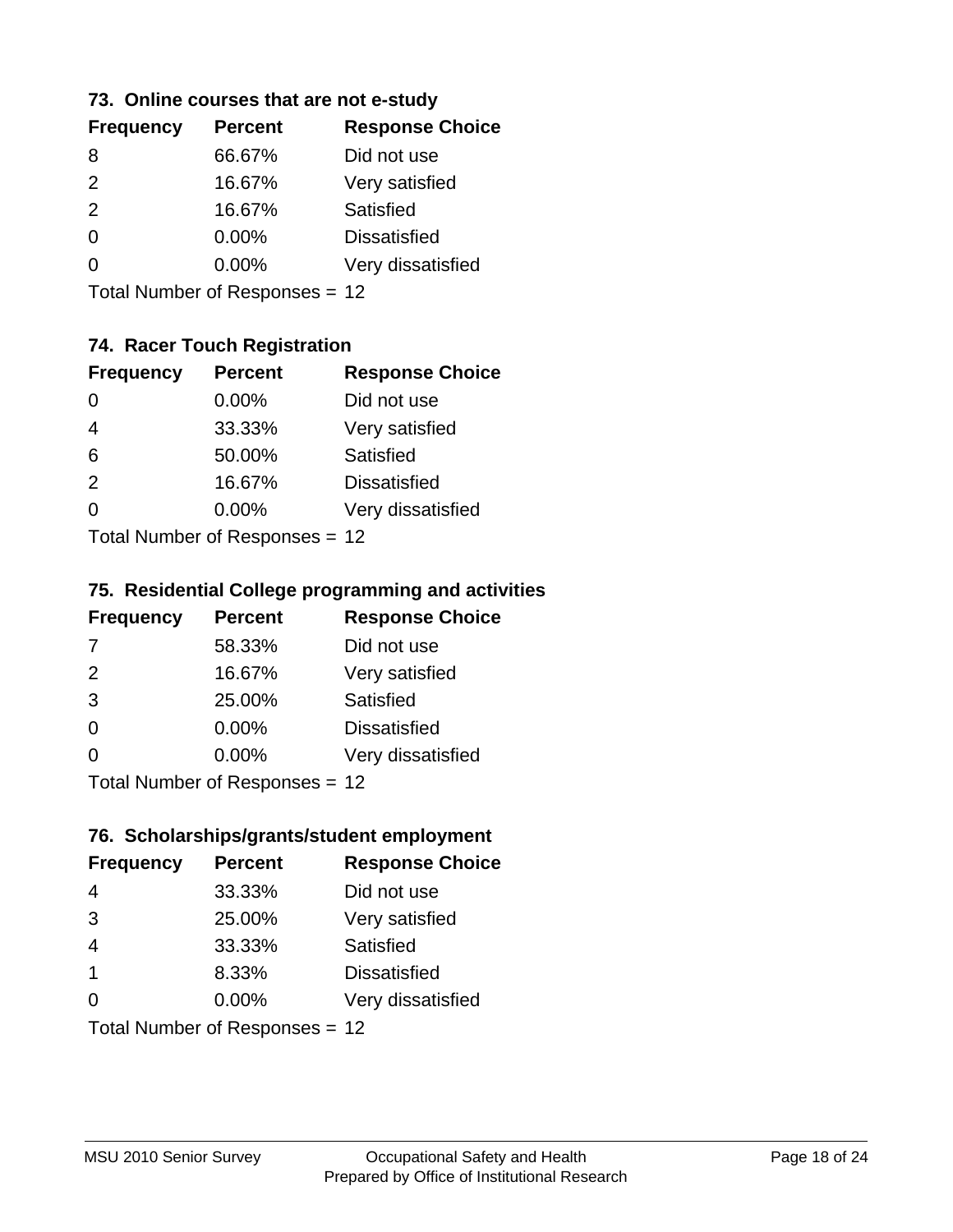### 73. Online courses that are not e-study

| Frequency | Percent | Response Choice |
|---|---|---|
| 8 | 66.67% | Did not use |
| 2 | 16.67% | Very satisfied |
| 2 | 16.67% | Satisfied |
| 0 | 0.00% | Dissatisfied |
| 0 | 0.00% | Very dissatisfied |

Total Number of Responses = 12

### 74. Racer Touch Registration

| Frequency | Percent | Response Choice |
|---|---|---|
| 0 | 0.00% | Did not use |
| 4 | 33.33% | Very satisfied |
| 6 | 50.00% | Satisfied |
| 2 | 16.67% | Dissatisfied |
| 0 | 0.00% | Very dissatisfied |

Total Number of Responses = 12

### 75. Residential College programming and activities

| Frequency | Percent | Response Choice |
|---|---|---|
| 7 | 58.33% | Did not use |
| 2 | 16.67% | Very satisfied |
| 3 | 25.00% | Satisfied |
| 0 | 0.00% | Dissatisfied |
| 0 | 0.00% | Very dissatisfied |

Total Number of Responses = 12

### 76. Scholarships/grants/student employment

| Frequency | Percent | Response Choice |
|---|---|---|
| 4 | 33.33% | Did not use |
| 3 | 25.00% | Very satisfied |
| 4 | 33.33% | Satisfied |
| 1 | 8.33% | Dissatisfied |
| 0 | 0.00% | Very dissatisfied |

Total Number of Responses = 12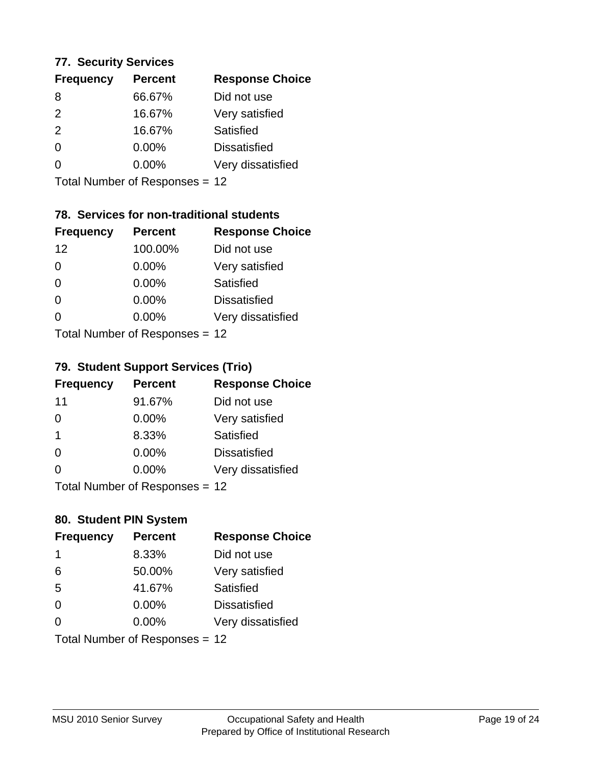### 77. Security Services

| Frequency | Percent | Response Choice |
|---|---|---|
| 8 | 66.67% | Did not use |
| 2 | 16.67% | Very satisfied |
| 2 | 16.67% | Satisfied |
| 0 | 0.00% | Dissatisfied |
| 0 | 0.00% | Very dissatisfied |

Total Number of Responses = 12

### 78. Services for non-traditional students

| Frequency | Percent | Response Choice |
|---|---|---|
| 12 | 100.00% | Did not use |
| 0 | 0.00% | Very satisfied |
| 0 | 0.00% | Satisfied |
| 0 | 0.00% | Dissatisfied |
| 0 | 0.00% | Very dissatisfied |

Total Number of Responses = 12

### 79. Student Support Services (Trio)

| Frequency | Percent | Response Choice |
|---|---|---|
| 11 | 91.67% | Did not use |
| 0 | 0.00% | Very satisfied |
| 1 | 8.33% | Satisfied |
| 0 | 0.00% | Dissatisfied |
| 0 | 0.00% | Very dissatisfied |

Total Number of Responses = 12

### 80. Student PIN System

| Frequency | Percent | Response Choice |
|---|---|---|
| 1 | 8.33% | Did not use |
| 6 | 50.00% | Very satisfied |
| 5 | 41.67% | Satisfied |
| 0 | 0.00% | Dissatisfied |
| 0 | 0.00% | Very dissatisfied |

Total Number of Responses = 12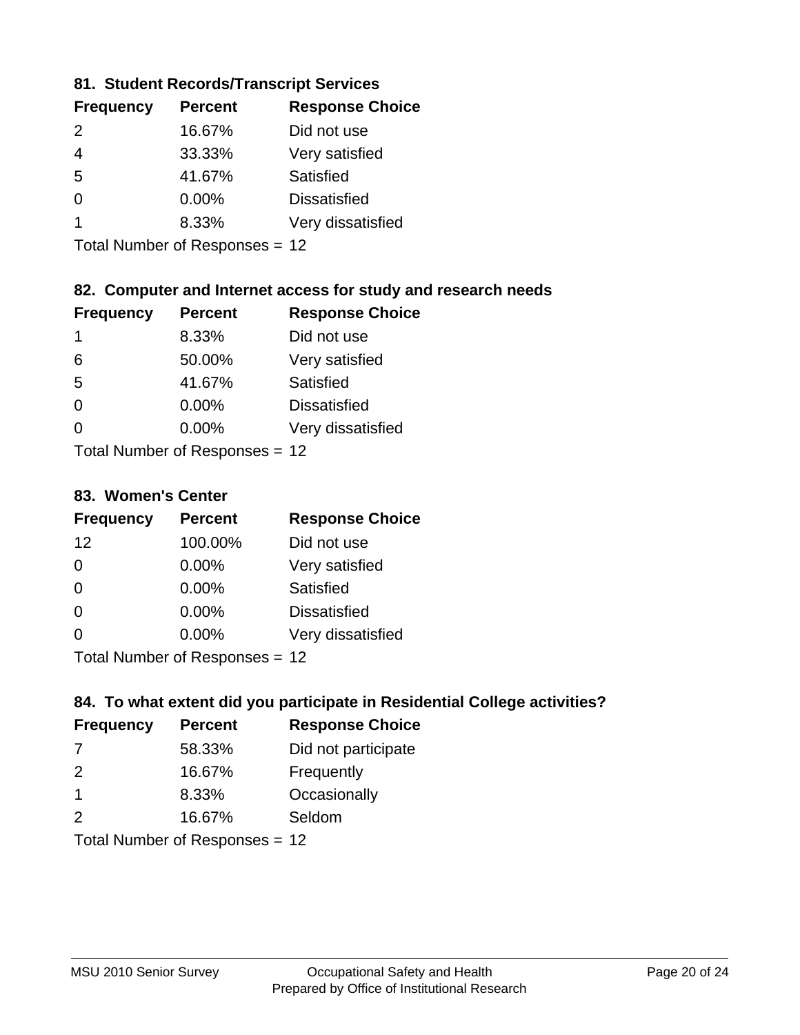## 81. Student Records/Transcript Services

| Frequency | Percent | Response Choice |
|---|---|---|
| 2 | 16.67% | Did not use |
| 4 | 33.33% | Very satisfied |
| 5 | 41.67% | Satisfied |
| 0 | 0.00% | Dissatisfied |
| 1 | 8.33% | Very dissatisfied |

Total Number of Responses = 12

## 82. Computer and Internet access for study and research needs

| Frequency | Percent | Response Choice |
|---|---|---|
| 1 | 8.33% | Did not use |
| 6 | 50.00% | Very satisfied |
| 5 | 41.67% | Satisfied |
| 0 | 0.00% | Dissatisfied |
| 0 | 0.00% | Very dissatisfied |

Total Number of Responses = 12

## 83. Women's Center

| Frequency | Percent | Response Choice |
|---|---|---|
| 12 | 100.00% | Did not use |
| 0 | 0.00% | Very satisfied |
| 0 | 0.00% | Satisfied |
| 0 | 0.00% | Dissatisfied |
| 0 | 0.00% | Very dissatisfied |

Total Number of Responses = 12

## 84. To what extent did you participate in Residential College activities?

| Frequency | Percent | Response Choice |
|---|---|---|
| 7 | 58.33% | Did not participate |
| 2 | 16.67% | Frequently |
| 1 | 8.33% | Occasionally |
| 2 | 16.67% | Seldom |

Total Number of Responses = 12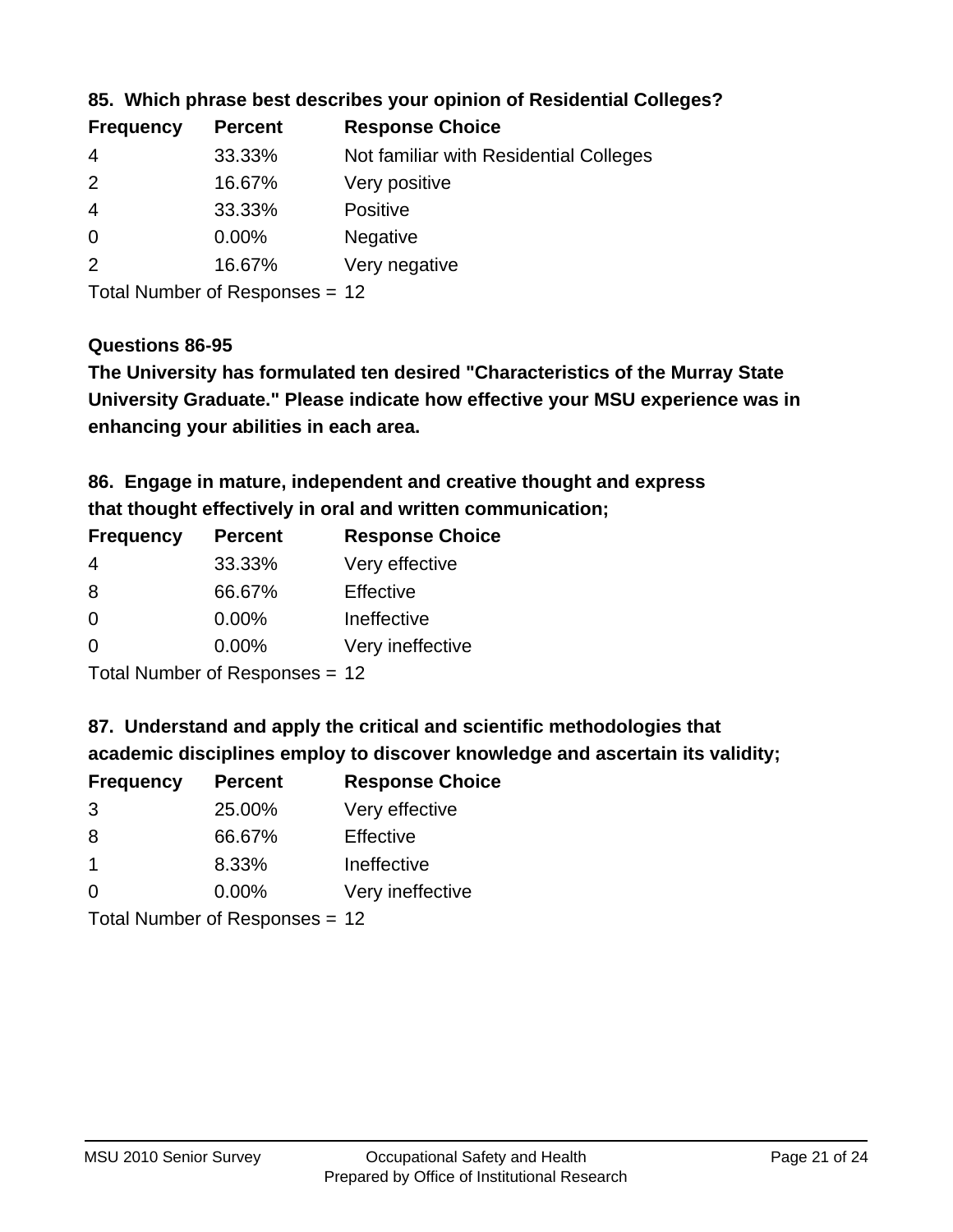### 85. Which phrase best describes your opinion of Residential Colleges?

| Frequency | Percent | Response Choice |
|---|---|---|
| 4 | 33.33% | Not familiar with Residential Colleges |
| 2 | 16.67% | Very positive |
| 4 | 33.33% | Positive |
| 0 | 0.00% | Negative |
| 2 | 16.67% | Very negative |

Total Number of Responses = 12

### Questions 86-95

**The University has formulated ten desired "Characteristics of the Murray State University Graduate." Please indicate how effective your MSU experience was in enhancing your abilities in each area.**

### 86. Engage in mature, independent and creative thought and express that thought effectively in oral and written communication;

| Frequency | Percent | Response Choice |
|---|---|---|
| 4 | 33.33% | Very effective |
| 8 | 66.67% | Effective |
| 0 | 0.00% | Ineffective |
| 0 | 0.00% | Very ineffective |

Total Number of Responses = 12

### 87. Understand and apply the critical and scientific methodologies that academic disciplines employ to discover knowledge and ascertain its validity;

| Frequency | Percent | Response Choice |
|---|---|---|
| 3 | 25.00% | Very effective |
| 8 | 66.67% | Effective |
| 1 | 8.33% | Ineffective |
| 0 | 0.00% | Very ineffective |

Total Number of Responses = 12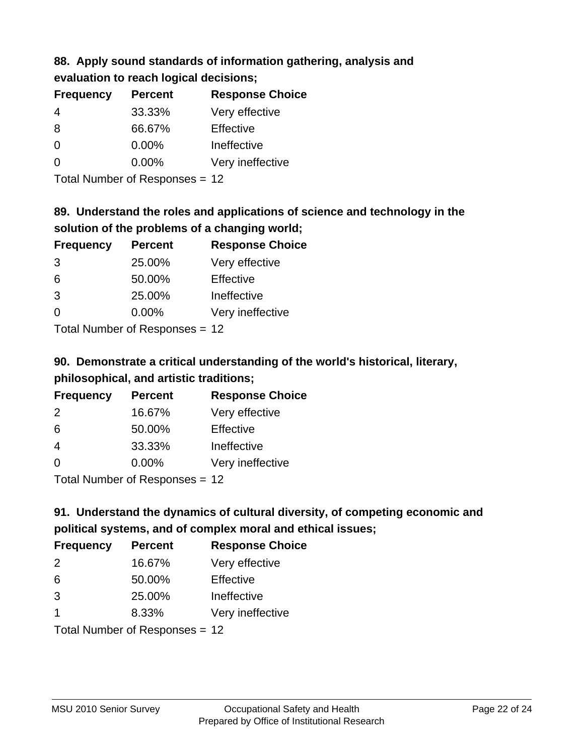### 88. Apply sound standards of information gathering, analysis and evaluation to reach logical decisions;

| Frequency | Percent | Response Choice |
|---|---|---|
| 4 | 33.33% | Very effective |
| 8 | 66.67% | Effective |
| 0 | 0.00% | Ineffective |
| 0 | 0.00% | Very ineffective |

Total Number of Responses = 12

### 89. Understand the roles and applications of science and technology in the solution of the problems of a changing world;

| Frequency | Percent | Response Choice |
|---|---|---|
| 3 | 25.00% | Very effective |
| 6 | 50.00% | Effective |
| 3 | 25.00% | Ineffective |
| 0 | 0.00% | Very ineffective |

Total Number of Responses = 12

### 90. Demonstrate a critical understanding of the world's historical, literary, philosophical, and artistic traditions;

| Frequency | Percent | Response Choice |
|---|---|---|
| 2 | 16.67% | Very effective |
| 6 | 50.00% | Effective |
| 4 | 33.33% | Ineffective |
| 0 | 0.00% | Very ineffective |

Total Number of Responses = 12

### 91. Understand the dynamics of cultural diversity, of competing economic and political systems, and of complex moral and ethical issues;

| Frequency | Percent | Response Choice |
|---|---|---|
| 2 | 16.67% | Very effective |
| 6 | 50.00% | Effective |
| 3 | 25.00% | Ineffective |
| 1 | 8.33% | Very ineffective |

Total Number of Responses = 12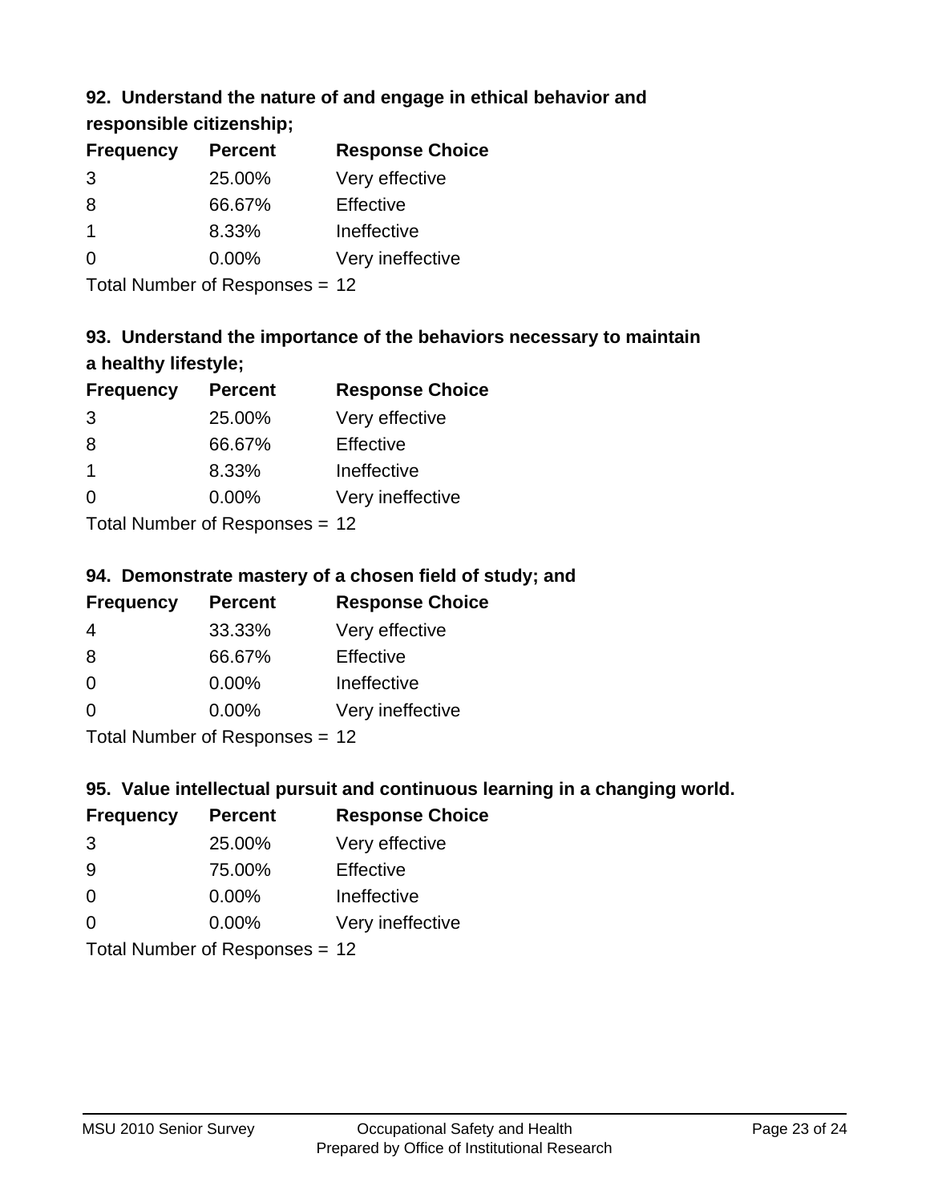### 92. Understand the nature of and engage in ethical behavior and responsible citizenship;

| Frequency | Percent | Response Choice |
|---|---|---|
| 3 | 25.00% | Very effective |
| 8 | 66.67% | Effective |
| 1 | 8.33% | Ineffective |
| 0 | 0.00% | Very ineffective |

Total Number of Responses = 12

### 93. Understand the importance of the behaviors necessary to maintain a healthy lifestyle;

| Frequency | Percent | Response Choice |
|---|---|---|
| 3 | 25.00% | Very effective |
| 8 | 66.67% | Effective |
| 1 | 8.33% | Ineffective |
| 0 | 0.00% | Very ineffective |

Total Number of Responses = 12

### 94. Demonstrate mastery of a chosen field of study; and

| Frequency | Percent | Response Choice |
|---|---|---|
| 4 | 33.33% | Very effective |
| 8 | 66.67% | Effective |
| 0 | 0.00% | Ineffective |
| 0 | 0.00% | Very ineffective |

Total Number of Responses = 12

### 95. Value intellectual pursuit and continuous learning in a changing world.

| Frequency | Percent | Response Choice |
|---|---|---|
| 3 | 25.00% | Very effective |
| 9 | 75.00% | Effective |
| 0 | 0.00% | Ineffective |
| 0 | 0.00% | Very ineffective |

Total Number of Responses = 12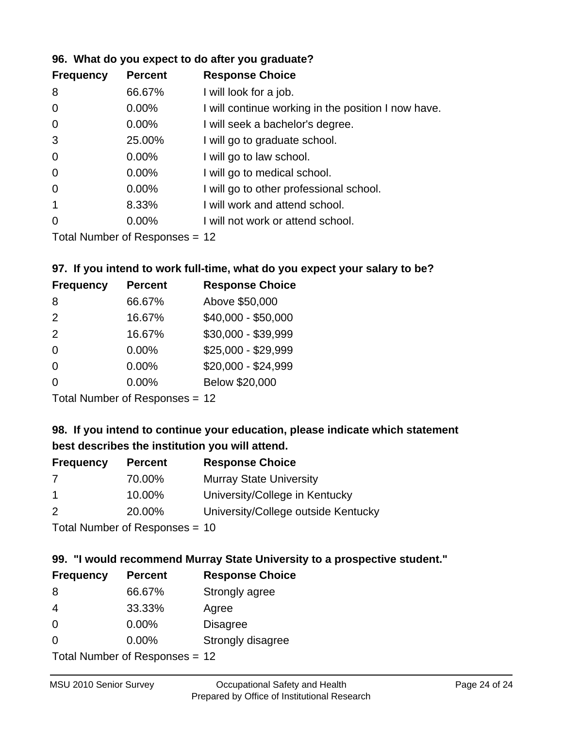### 96. What do you expect to do after you graduate?

| Frequency | Percent | Response Choice |
|---|---|---|
| 8 | 66.67% | I will look for a job. |
| 0 | 0.00% | I will continue working in the position I now have. |
| 0 | 0.00% | I will seek a bachelor's degree. |
| 3 | 25.00% | I will go to graduate school. |
| 0 | 0.00% | I will go to law school. |
| 0 | 0.00% | I will go to medical school. |
| 0 | 0.00% | I will go to other professional school. |
| 1 | 8.33% | I will work and attend school. |
| 0 | 0.00% | I will not work or attend school. |

Total Number of Responses = 12

### 97. If you intend to work full-time, what do you expect your salary to be?

| Frequency | Percent | Response Choice |
|---|---|---|
| 8 | 66.67% | Above $50,000 |
| 2 | 16.67% | $40,000 - $50,000 |
| 2 | 16.67% | $30,000 - $39,999 |
| 0 | 0.00% | $25,000 - $29,999 |
| 0 | 0.00% | $20,000 - $24,999 |
| 0 | 0.00% | Below $20,000 |

Total Number of Responses = 12

### 98. If you intend to continue your education, please indicate which statement best describes the institution you will attend.

| Frequency | Percent | Response Choice |
|---|---|---|
| 7 | 70.00% | Murray State University |
| 1 | 10.00% | University/College in Kentucky |
| 2 | 20.00% | University/College outside Kentucky |

Total Number of Responses = 10

### 99. "I would recommend Murray State University to a prospective student."

| Frequency | Percent | Response Choice |
|---|---|---|
| 8 | 66.67% | Strongly agree |
| 4 | 33.33% | Agree |
| 0 | 0.00% | Disagree |
| 0 | 0.00% | Strongly disagree |

Total Number of Responses = 12